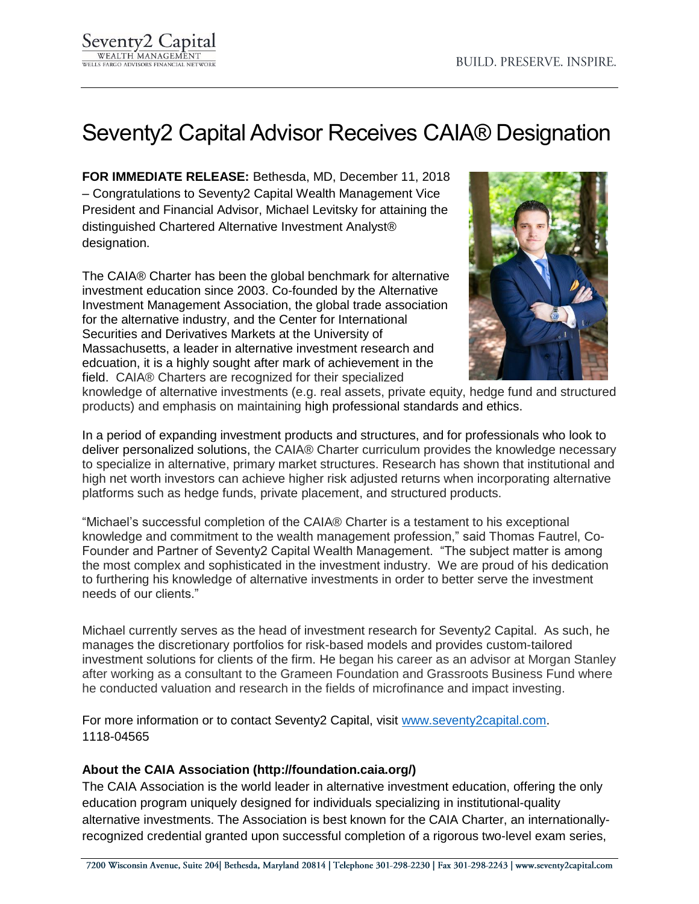# Seventy2 Capital Advisor Receives CAIA® Designation

**FOR IMMEDIATE RELEASE:** Bethesda, MD, December 11, 2018 – Congratulations to Seventy2 Capital Wealth Management Vice President and Financial Advisor, Michael Levitsky for attaining the distinguished Chartered Alternative Investment Analyst® designation.

The CAIA® Charter has been the global benchmark for alternative investment education since 2003. Co-founded by the Alternative Investment Management Association, the global trade association for the alternative industry, and the Center for International Securities and Derivatives Markets at the University of Massachusetts, a leader in alternative investment research and edcuation, it is a highly sought after mark of achievement in the field. CAIA® Charters are recognized for their specialized knowledge of alternative investments (e.g. real assets, private equity, hedge fund and structured products) and emphasis on maintaining high professional standards and ethics.

In a period of expanding investment products and structures, and for professionals who look to deliver personalized solutions, the CAIA® Charter curriculum provides the knowledge necessary to specialize in alternative, primary market structures. Research has shown that institutional and high net worth investors can achieve higher risk adjusted returns when incorporating alternative platforms such as hedge funds, private placement, and structured products.

"Michael's successful completion of the CAIA® Charter is a testament to his exceptional knowledge and commitment to the wealth management profession," said Thomas Fautrel, Co-Founder and Partner of Seventy2 Capital Wealth Management. "The subject matter is among the most complex and sophisticated in the investment industry. We are proud of his dedication to furthering his knowledge of alternative investments in order to better serve the investment needs of our clients."

Michael currently serves as the head of investment research for Seventy2 Capital. As such, he manages the discretionary portfolios for risk-based models and provides custom-tailored investment solutions for clients of the firm. He began his career as an advisor at Morgan Stanley after working as a consultant to the Grameen Foundation and Grassroots Business Fund where he conducted valuation and research in the fields of microfinance and impact investing.

For more information or to contact Seventy2 Capital, visit www.seventy2capital.com.
1118-04565

**About the CAIA Association (http://foundation.caia.org/)**

The CAIA Association is the world leader in alternative investment education, offering the only education program uniquely designed for individuals specializing in institutional-quality alternative investments. The Association is best known for the CAIA Charter, an internationally-recognized credential granted upon successful completion of a rigorous two-level exam series,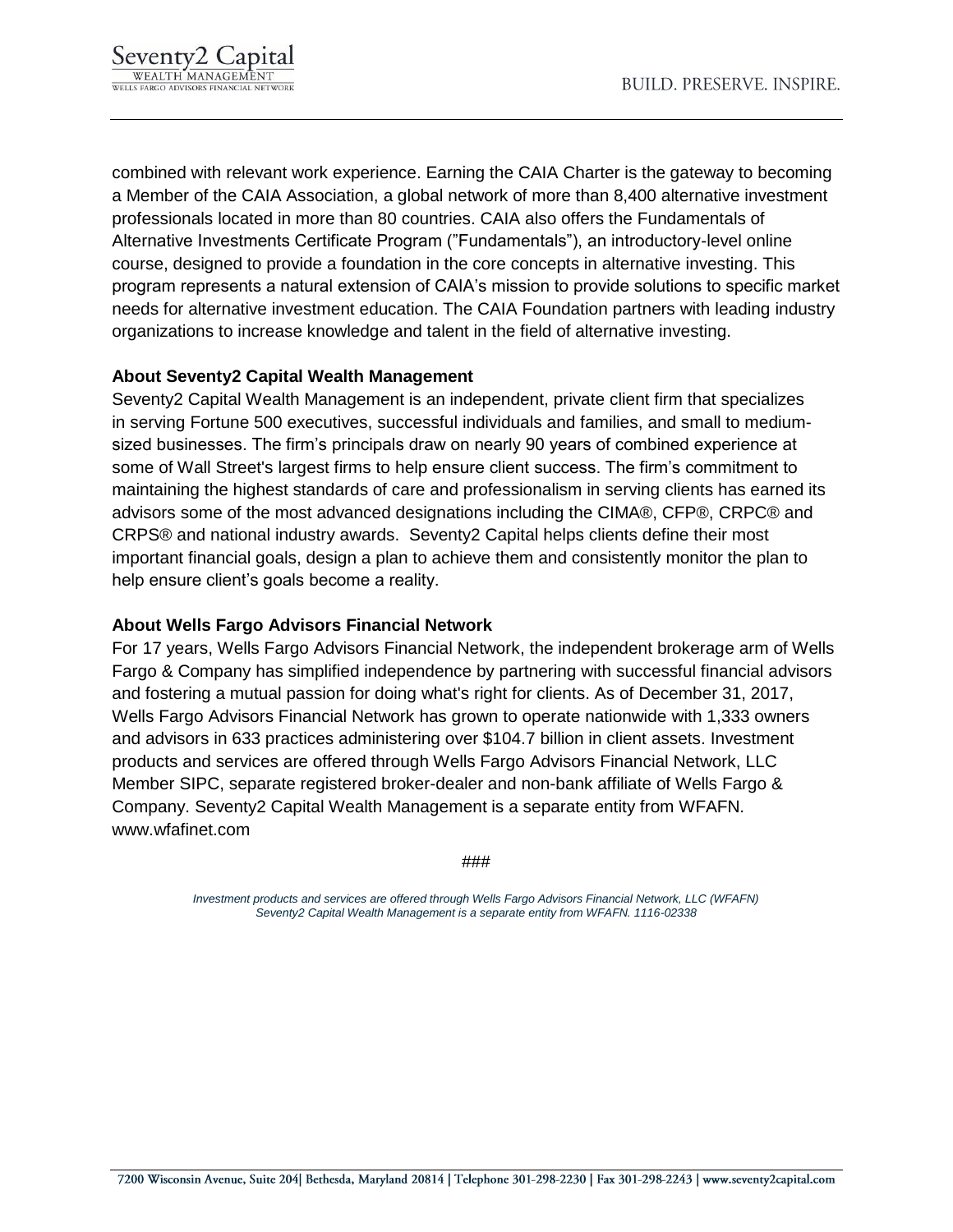combined with relevant work experience. Earning the CAIA Charter is the gateway to becoming a Member of the CAIA Association, a global network of more than 8,400 alternative investment professionals located in more than 80 countries. CAIA also offers the Fundamentals of Alternative Investments Certificate Program (”Fundamentals”), an introductory-level online course, designed to provide a foundation in the core concepts in alternative investing. This program represents a natural extension of CAIA’s mission to provide solutions to specific market needs for alternative investment education. The CAIA Foundation partners with leading industry organizations to increase knowledge and talent in the field of alternative investing.

**About Seventy2 Capital Wealth Management**

Seventy2 Capital Wealth Management is an independent, private client firm that specializes in serving Fortune 500 executives, successful individuals and families, and small to medium-sized businesses. The firm’s principals draw on nearly 90 years of combined experience at some of Wall Street's largest firms to help ensure client success. The firm’s commitment to maintaining the highest standards of care and professionalism in serving clients has earned its advisors some of the most advanced designations including the CIMA®, CFP®, CRPC® and CRPS® and national industry awards. Seventy2 Capital helps clients define their most important financial goals, design a plan to achieve them and consistently monitor the plan to help ensure client’s goals become a reality.

**About Wells Fargo Advisors Financial Network**

For 17 years, Wells Fargo Advisors Financial Network, the independent brokerage arm of Wells Fargo & Company has simplified independence by partnering with successful financial advisors and fostering a mutual passion for doing what's right for clients. As of December 31, 2017, Wells Fargo Advisors Financial Network has grown to operate nationwide with 1,333 owners and advisors in 633 practices administering over $104.7 billion in client assets. Investment products and services are offered through Wells Fargo Advisors Financial Network, LLC Member SIPC, separate registered broker-dealer and non-bank affiliate of Wells Fargo & Company. Seventy2 Capital Wealth Management is a separate entity from WFAFN. www.wfafinet.com

###

*Investment products and services are offered through Wells Fargo Advisors Financial Network, LLC (WFAFN) Seventy2 Capital Wealth Management is a separate entity from WFAFN. 1116-02338*